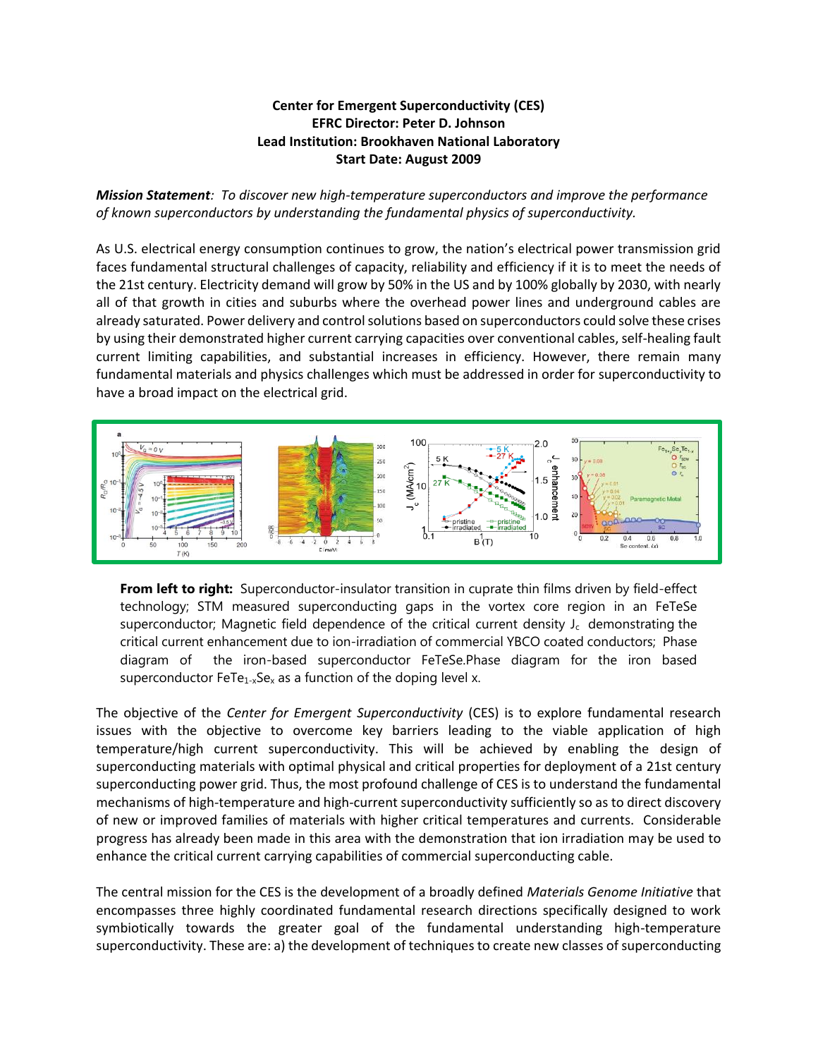**Center for Emergent Superconductivity (CES)**
**EFRC Director: Peter D. Johnson**
**Lead Institution: Brookhaven National Laboratory**
**Start Date: August 2009**

***Mission Statement**: To discover new high-temperature superconductors and improve the performance of known superconductors by understanding the fundamental physics of superconductivity.*

As U.S. electrical energy consumption continues to grow, the nation's electrical power transmission grid faces fundamental structural challenges of capacity, reliability and efficiency if it is to meet the needs of the 21st century. Electricity demand will grow by 50% in the US and by 100% globally by 2030, with nearly all of that growth in cities and suburbs where the overhead power lines and underground cables are already saturated. Power delivery and control solutions based on superconductors could solve these crises by using their demonstrated higher current carrying capacities over conventional cables, self-healing fault current limiting capabilities, and substantial increases in efficiency. However, there remain many fundamental materials and physics challenges which must be addressed in order for superconductivity to have a broad impact on the electrical grid.

**From left to right:** Superconductor-insulator transition in cuprate thin films driven by field-effect technology; STM measured superconducting gaps in the vortex core region in an FeTeSe superconductor; Magnetic field dependence of the critical current density $J_c$ demonstrating the critical current enhancement due to ion-irradiation of commercial YBCO coated conductors; Phase diagram of the iron-based superconductor FeTeSe.Phase diagram for the iron based superconductor $FeTe_{1-x}Se_x$ as a function of the doping level x.

The objective of the *Center for Emergent Superconductivity* (CES) is to explore fundamental research issues with the objective to overcome key barriers leading to the viable application of high temperature/high current superconductivity. This will be achieved by enabling the design of superconducting materials with optimal physical and critical properties for deployment of a 21st century superconducting power grid. Thus, the most profound challenge of CES is to understand the fundamental mechanisms of high-temperature and high-current superconductivity sufficiently so as to direct discovery of new or improved families of materials with higher critical temperatures and currents. Considerable progress has already been made in this area with the demonstration that ion irradiation may be used to enhance the critical current carrying capabilities of commercial superconducting cable.

The central mission for the CES is the development of a broadly defined *Materials Genome Initiative* that encompasses three highly coordinated fundamental research directions specifically designed to work symbiotically towards the greater goal of the fundamental understanding high-temperature superconductivity. These are: a) the development of techniques to create new classes of superconducting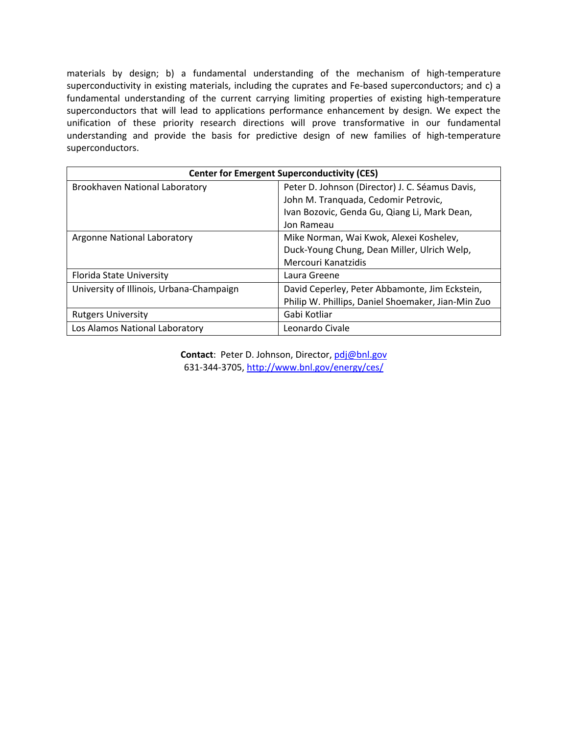materials by design; b) a fundamental understanding of the mechanism of high-temperature superconductivity in existing materials, including the cuprates and Fe-based superconductors; and c) a fundamental understanding of the current carrying limiting properties of existing high-temperature superconductors that will lead to applications performance enhancement by design. We expect the unification of these priority research directions will prove transformative in our fundamental understanding and provide the basis for predictive design of new families of high-temperature superconductors.

| **Center for Emergent Superconductivity (CES)** | |
|---|---|
| Brookhaven National Laboratory | Peter D. Johnson (Director) J. C. Séamus Davis, John M. Tranquada, Cedomir Petrovic, Ivan Bozovic, Genda Gu, Qiang Li, Mark Dean, Jon Rameau |
| Argonne National Laboratory | Mike Norman, Wai Kwok, Alexei Koshelev, Duck-Young Chung, Dean Miller, Ulrich Welp, Mercouri Kanatzidis |
| Florida State University | Laura Greene |
| University of Illinois, Urbana-Champaign | David Ceperley, Peter Abbamonte, Jim Eckstein, Philip W. Phillips, Daniel Shoemaker, Jian-Min Zuo |
| Rutgers University | Gabi Kotliar |
| Los Alamos National Laboratory | Leonardo Civale |

**Contact**: Peter D. Johnson, Director, pdj@bnl.gov
631-344-3705, http://www.bnl.gov/energy/ces/